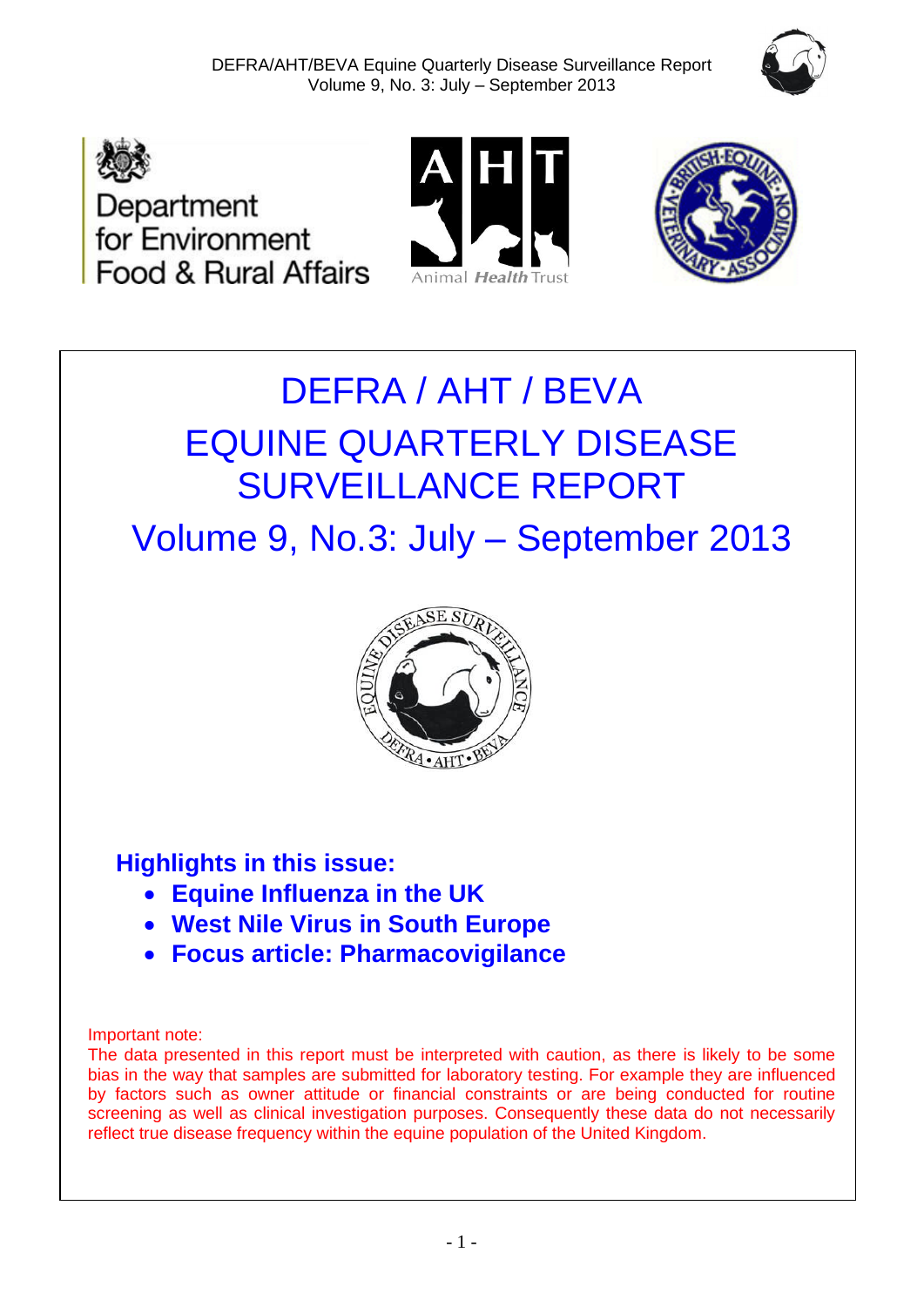# DEFRA / AHT / BEVA
# EQUINE QUARTERLY DISEASE SURVEILLANCE REPORT
# Volume 9, No.3: July – September 2013

### Highlights in this issue:

- **Equine Influenza in the UK**
- **West Nile Virus in South Europe**
- **Focus article: Pharmacovigilance**

Important note:
The data presented in this report must be interpreted with caution, as there is likely to be some bias in the way that samples are submitted for laboratory testing. For example they are influenced by factors such as owner attitude or financial constraints or are being conducted for routine screening as well as clinical investigation purposes. Consequently these data do not necessarily reflect true disease frequency within the equine population of the United Kingdom.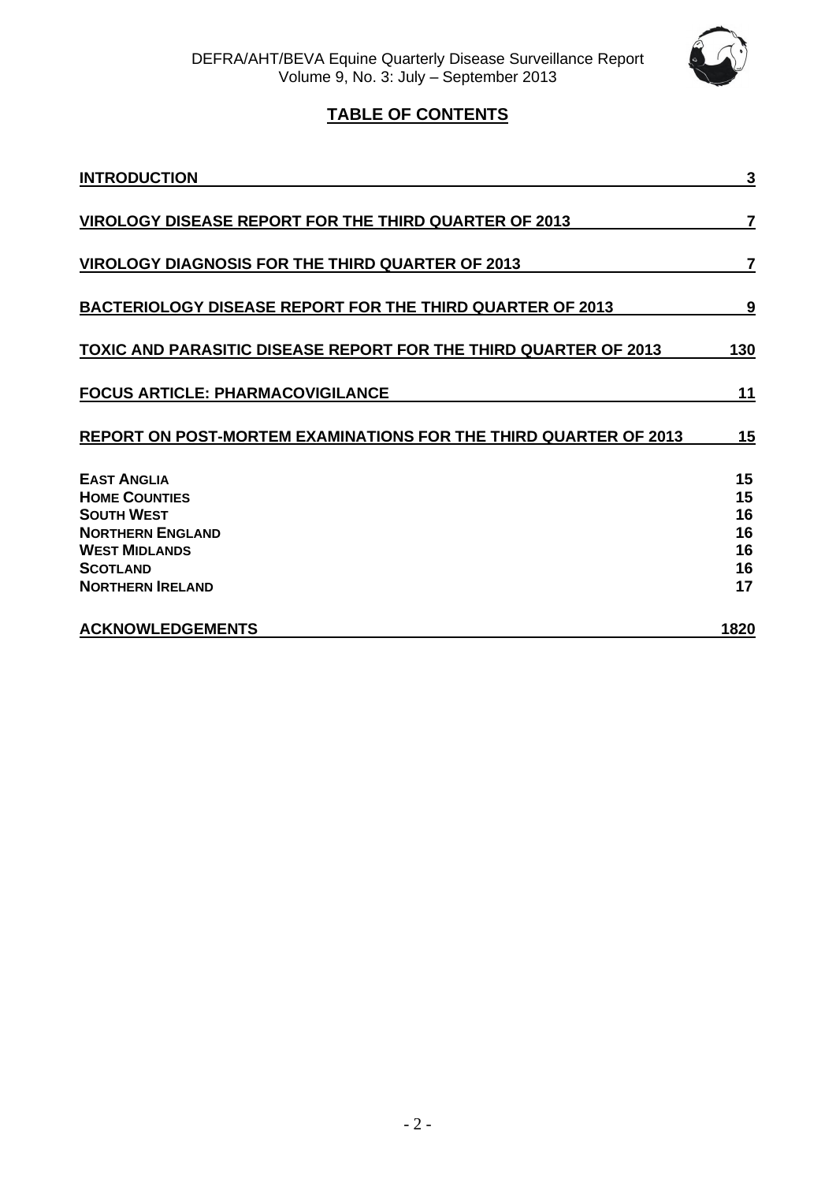## TABLE OF CONTENTS

| | |
|---|---|
| **INTRODUCTION** | **3** |
| **VIROLOGY DISEASE REPORT FOR THE THIRD QUARTER OF 2013** | **7** |
| **VIROLOGY DIAGNOSIS FOR THE THIRD QUARTER OF 2013** | **7** |
| **BACTERIOLOGY DISEASE REPORT FOR THE THIRD QUARTER OF 2013** | **9** |
| **TOXIC AND PARASITIC DISEASE REPORT FOR THE THIRD QUARTER OF 2013** | **130** |
| **FOCUS ARTICLE: PHARMACOVIGILANCE** | **11** |
| **REPORT ON POST-MORTEM EXAMINATIONS FOR THE THIRD QUARTER OF 2013** | **15** |
| **EAST ANGLIA** | **15** |
| **HOME COUNTIES** | **15** |
| **SOUTH WEST** | **16** |
| **NORTHERN ENGLAND** | **16** |
| **WEST MIDLANDS** | **16** |
| **SCOTLAND** | **16** |
| **NORTHERN IRELAND** | **17** |
| **ACKNOWLEDGEMENTS** | **1820** |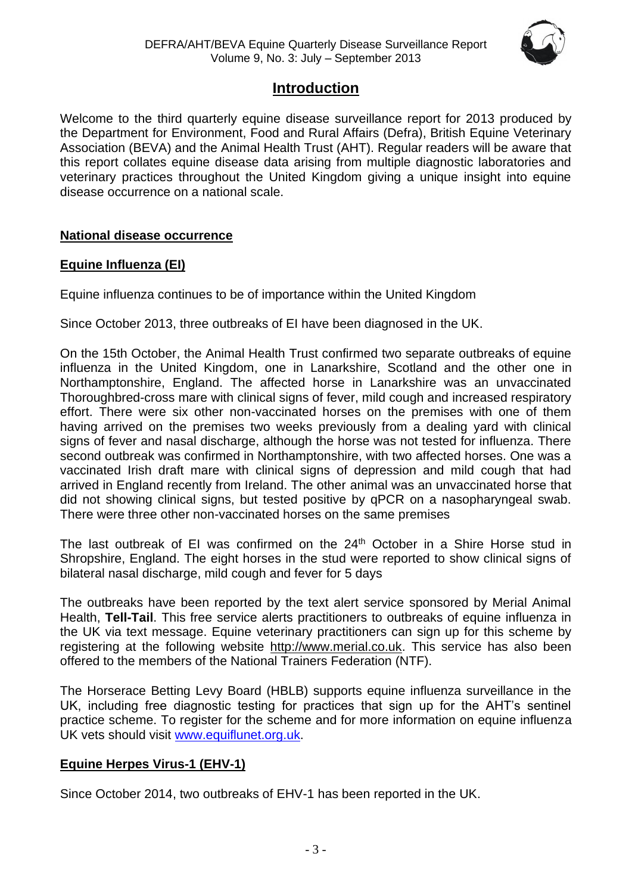# Introduction

Welcome to the third quarterly equine disease surveillance report for 2013 produced by the Department for Environment, Food and Rural Affairs (Defra), British Equine Veterinary Association (BEVA) and the Animal Health Trust (AHT). Regular readers will be aware that this report collates equine disease data arising from multiple diagnostic laboratories and veterinary practices throughout the United Kingdom giving a unique insight into equine disease occurrence on a national scale.

## National disease occurrence

### Equine Influenza (EI)

Equine influenza continues to be of importance within the United Kingdom

Since October 2013, three outbreaks of EI have been diagnosed in the UK.

On the 15th October, the Animal Health Trust confirmed two separate outbreaks of equine influenza in the United Kingdom, one in Lanarkshire, Scotland and the other one in Northamptonshire, England. The affected horse in Lanarkshire was an unvaccinated Thoroughbred-cross mare with clinical signs of fever, mild cough and increased respiratory effort. There were six other non-vaccinated horses on the premises with one of them having arrived on the premises two weeks previously from a dealing yard with clinical signs of fever and nasal discharge, although the horse was not tested for influenza. There second outbreak was confirmed in Northamptonshire, with two affected horses. One was a vaccinated Irish draft mare with clinical signs of depression and mild cough that had arrived in England recently from Ireland. The other animal was an unvaccinated horse that did not showing clinical signs, but tested positive by qPCR on a nasopharyngeal swab. There were three other non-vaccinated horses on the same premises

The last outbreak of EI was confirmed on the 24th October in a Shire Horse stud in Shropshire, England. The eight horses in the stud were reported to show clinical signs of bilateral nasal discharge, mild cough and fever for 5 days

The outbreaks have been reported by the text alert service sponsored by Merial Animal Health, **Tell-Tail**. This free service alerts practitioners to outbreaks of equine influenza in the UK via text message. Equine veterinary practitioners can sign up for this scheme by registering at the following website http://www.merial.co.uk. This service has also been offered to the members of the National Trainers Federation (NTF).

The Horserace Betting Levy Board (HBLB) supports equine influenza surveillance in the UK, including free diagnostic testing for practices that sign up for the AHT's sentinel practice scheme. To register for the scheme and for more information on equine influenza UK vets should visit www.equiflunet.org.uk.

### Equine Herpes Virus-1 (EHV-1)

Since October 2014, two outbreaks of EHV-1 has been reported in the UK.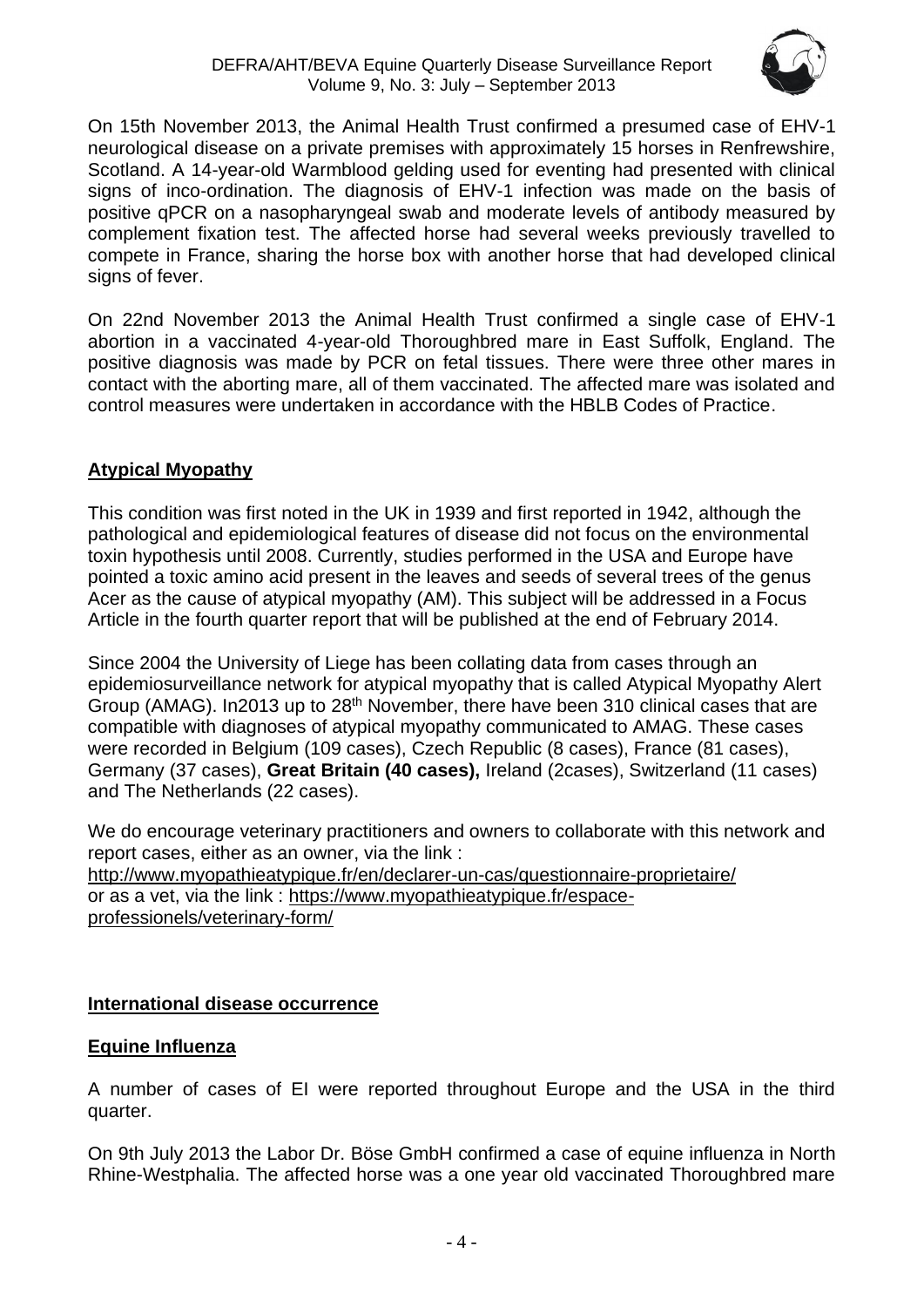On 15th November 2013, the Animal Health Trust confirmed a presumed case of EHV-1 neurological disease on a private premises with approximately 15 horses in Renfrewshire, Scotland. A 14-year-old Warmblood gelding used for eventing had presented with clinical signs of inco-ordination. The diagnosis of EHV-1 infection was made on the basis of positive qPCR on a nasopharyngeal swab and moderate levels of antibody measured by complement fixation test. The affected horse had several weeks previously travelled to compete in France, sharing the horse box with another horse that had developed clinical signs of fever.

On 22nd November 2013 the Animal Health Trust confirmed a single case of EHV-1 abortion in a vaccinated 4-year-old Thoroughbred mare in East Suffolk, England. The positive diagnosis was made by PCR on fetal tissues. There were three other mares in contact with the aborting mare, all of them vaccinated. The affected mare was isolated and control measures were undertaken in accordance with the HBLB Codes of Practice.

## **Atypical Myopathy**

This condition was first noted in the UK in 1939 and first reported in 1942, although the pathological and epidemiological features of disease did not focus on the environmental toxin hypothesis until 2008. Currently, studies performed in the USA and Europe have pointed a toxic amino acid present in the leaves and seeds of several trees of the genus Acer as the cause of atypical myopathy (AM). This subject will be addressed in a Focus Article in the fourth quarter report that will be published at the end of February 2014.

Since 2004 the University of Liege has been collating data from cases through an epidemiosurveillance network for atypical myopathy that is called Atypical Myopathy Alert Group (AMAG). In2013 up to 28th November, there have been 310 clinical cases that are compatible with diagnoses of atypical myopathy communicated to AMAG. These cases were recorded in Belgium (109 cases), Czech Republic (8 cases), France (81 cases), Germany (37 cases), **Great Britain (40 cases),** Ireland (2cases), Switzerland (11 cases) and The Netherlands (22 cases).

We do encourage veterinary practitioners and owners to collaborate with this network and report cases, either as an owner, via the link :
http://www.myopathieatypique.fr/en/declarer-un-cas/questionnaire-proprietaire/
or as a vet, via the link : https://www.myopathieatypique.fr/espace-professionels/veterinary-form/

## **International disease occurrence**

## **Equine Influenza**

A number of cases of EI were reported throughout Europe and the USA in the third quarter.

On 9th July 2013 the Labor Dr. Böse GmbH confirmed a case of equine influenza in North Rhine-Westphalia. The affected horse was a one year old vaccinated Thoroughbred mare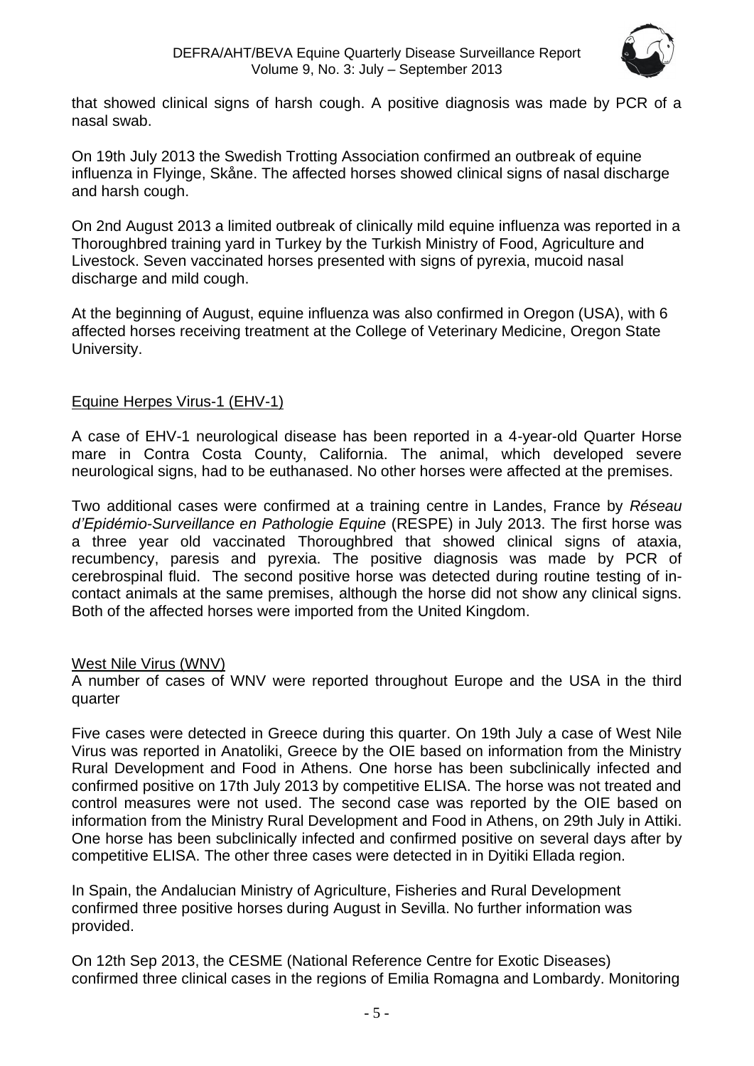that showed clinical signs of harsh cough. A positive diagnosis was made by PCR of a nasal swab.

On 19th July 2013 the Swedish Trotting Association confirmed an outbreak of equine influenza in Flyinge, Skåne. The affected horses showed clinical signs of nasal discharge and harsh cough.

On 2nd August 2013 a limited outbreak of clinically mild equine influenza was reported in a Thoroughbred training yard in Turkey by the Turkish Ministry of Food, Agriculture and Livestock. Seven vaccinated horses presented with signs of pyrexia, mucoid nasal discharge and mild cough.

At the beginning of August, equine influenza was also confirmed in Oregon (USA), with 6 affected horses receiving treatment at the College of Veterinary Medicine, Oregon State University.

## Equine Herpes Virus-1 (EHV-1)

A case of EHV-1 neurological disease has been reported in a 4-year-old Quarter Horse mare in Contra Costa County, California. The animal, which developed severe neurological signs, had to be euthanased. No other horses were affected at the premises.

Two additional cases were confirmed at a training centre in Landes, France by *Réseau d'Epidémio-Surveillance en Pathologie Equine* (RESPE) in July 2013. The first horse was a three year old vaccinated Thoroughbred that showed clinical signs of ataxia, recumbency, paresis and pyrexia. The positive diagnosis was made by PCR of cerebrospinal fluid. The second positive horse was detected during routine testing of in-contact animals at the same premises, although the horse did not show any clinical signs. Both of the affected horses were imported from the United Kingdom.

## West Nile Virus (WNV)

A number of cases of WNV were reported throughout Europe and the USA in the third quarter

Five cases were detected in Greece during this quarter. On 19th July a case of West Nile Virus was reported in Anatoliki, Greece by the OIE based on information from the Ministry Rural Development and Food in Athens. One horse has been subclinically infected and confirmed positive on 17th July 2013 by competitive ELISA. The horse was not treated and control measures were not used. The second case was reported by the OIE based on information from the Ministry Rural Development and Food in Athens, on 29th July in Attiki. One horse has been subclinically infected and confirmed positive on several days after by competitive ELISA. The other three cases were detected in in Dyitiki Ellada region.

In Spain, the Andalucian Ministry of Agriculture, Fisheries and Rural Development confirmed three positive horses during August in Sevilla. No further information was provided.

On 12th Sep 2013, the CESME (National Reference Centre for Exotic Diseases) confirmed three clinical cases in the regions of Emilia Romagna and Lombardy. Monitoring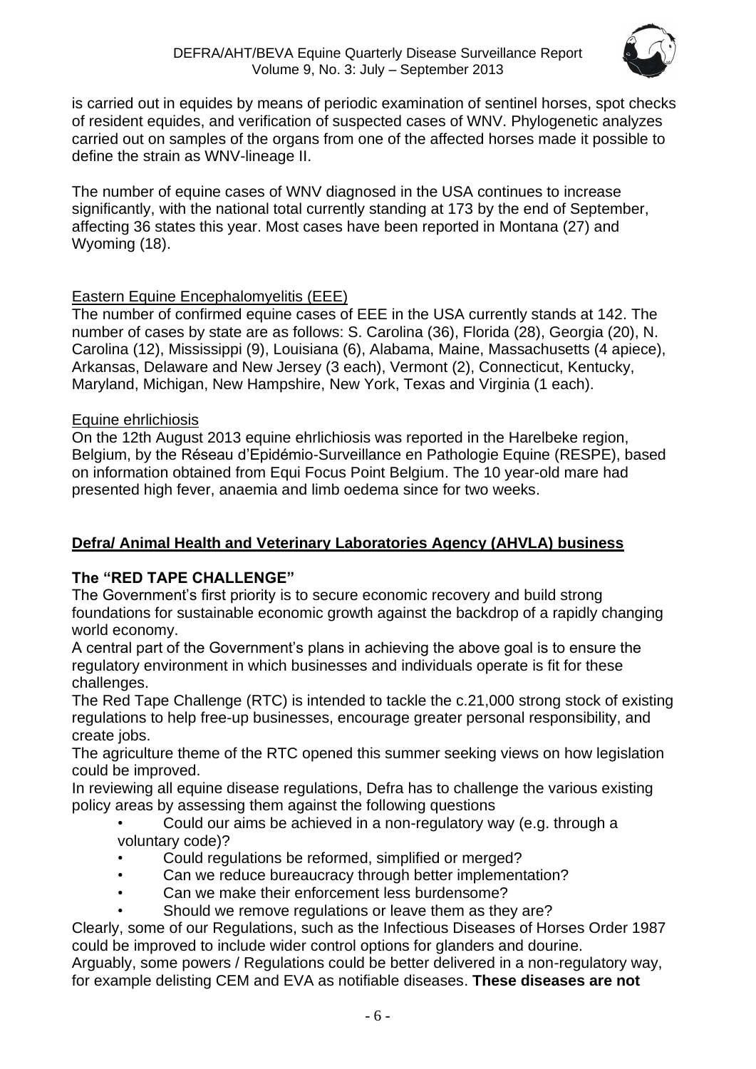is carried out in equides by means of periodic examination of sentinel horses, spot checks of resident equides, and verification of suspected cases of WNV. Phylogenetic analyzes carried out on samples of the organs from one of the affected horses made it possible to define the strain as WNV-lineage II.

The number of equine cases of WNV diagnosed in the USA continues to increase significantly, with the national total currently standing at 173 by the end of September, affecting 36 states this year. Most cases have been reported in Montana (27) and Wyoming (18).

Eastern Equine Encephalomyelitis (EEE)

The number of confirmed equine cases of EEE in the USA currently stands at 142. The number of cases by state are as follows: S. Carolina (36), Florida (28), Georgia (20), N. Carolina (12), Mississippi (9), Louisiana (6), Alabama, Maine, Massachusetts (4 apiece), Arkansas, Delaware and New Jersey (3 each), Vermont (2), Connecticut, Kentucky, Maryland, Michigan, New Hampshire, New York, Texas and Virginia (1 each).

Equine ehrlichiosis

On the 12th August 2013 equine ehrlichiosis was reported in the Harelbeke region, Belgium, by the Réseau d'Epidémio-Surveillance en Pathologie Equine (RESPE), based on information obtained from Equi Focus Point Belgium. The 10 year-old mare had presented high fever, anaemia and limb oedema since for two weeks.

## Defra/ Animal Health and Veterinary Laboratories Agency (AHVLA) business

### The "RED TAPE CHALLENGE"

The Government's first priority is to secure economic recovery and build strong foundations for sustainable economic growth against the backdrop of a rapidly changing world economy.

A central part of the Government's plans in achieving the above goal is to ensure the regulatory environment in which businesses and individuals operate is fit for these challenges.

The Red Tape Challenge (RTC) is intended to tackle the c.21,000 strong stock of existing regulations to help free-up businesses, encourage greater personal responsibility, and create jobs.

The agriculture theme of the RTC opened this summer seeking views on how legislation could be improved.

In reviewing all equine disease regulations, Defra has to challenge the various existing policy areas by assessing them against the following questions

- Could our aims be achieved in a non-regulatory way (e.g. through a voluntary code)?
- Could regulations be reformed, simplified or merged?
- Can we reduce bureaucracy through better implementation?
- Can we make their enforcement less burdensome?
- Should we remove regulations or leave them as they are?

Clearly, some of our Regulations, such as the Infectious Diseases of Horses Order 1987 could be improved to include wider control options for glanders and dourine.

Arguably, some powers / Regulations could be better delivered in a non-regulatory way, for example delisting CEM and EVA as notifiable diseases. **These diseases are not**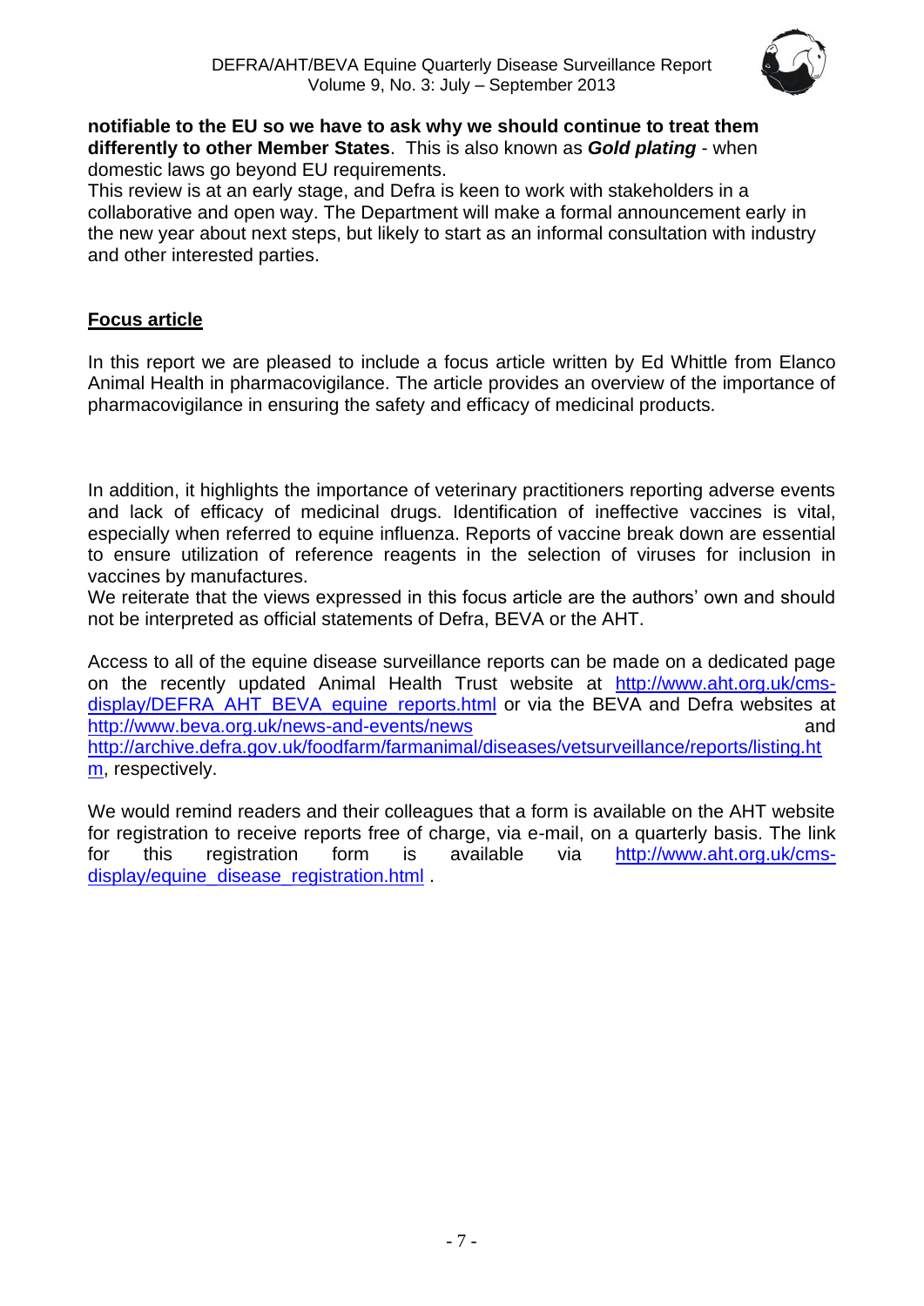**notifiable to the EU so we have to ask why we should continue to treat them differently to other Member States**. This is also known as ***Gold plating*** - when domestic laws go beyond EU requirements.
This review is at an early stage, and Defra is keen to work with stakeholders in a collaborative and open way. The Department will make a formal announcement early in the new year about next steps, but likely to start as an informal consultation with industry and other interested parties.

## Focus article

In this report we are pleased to include a focus article written by Ed Whittle from Elanco Animal Health in pharmacovigilance. The article provides an overview of the importance of pharmacovigilance in ensuring the safety and efficacy of medicinal products.

In addition, it highlights the importance of veterinary practitioners reporting adverse events and lack of efficacy of medicinal drugs. Identification of ineffective vaccines is vital, especially when referred to equine influenza. Reports of vaccine break down are essential to ensure utilization of reference reagents in the selection of viruses for inclusion in vaccines by manufactures.
We reiterate that the views expressed in this focus article are the authors' own and should not be interpreted as official statements of Defra, BEVA or the AHT.

Access to all of the equine disease surveillance reports can be made on a dedicated page on the recently updated Animal Health Trust website at http://www.aht.org.uk/cms-display/DEFRA_AHT_BEVA_equine_reports.html or via the BEVA and Defra websites at http://www.beva.org.uk/news-and-events/news and http://archive.defra.gov.uk/foodfarm/farmanimal/diseases/vetsurveillance/reports/listing.htm, respectively.

We would remind readers and their colleagues that a form is available on the AHT website for registration to receive reports free of charge, via e-mail, on a quarterly basis. The link for this registration form is available via http://www.aht.org.uk/cms-display/equine_disease_registration.html .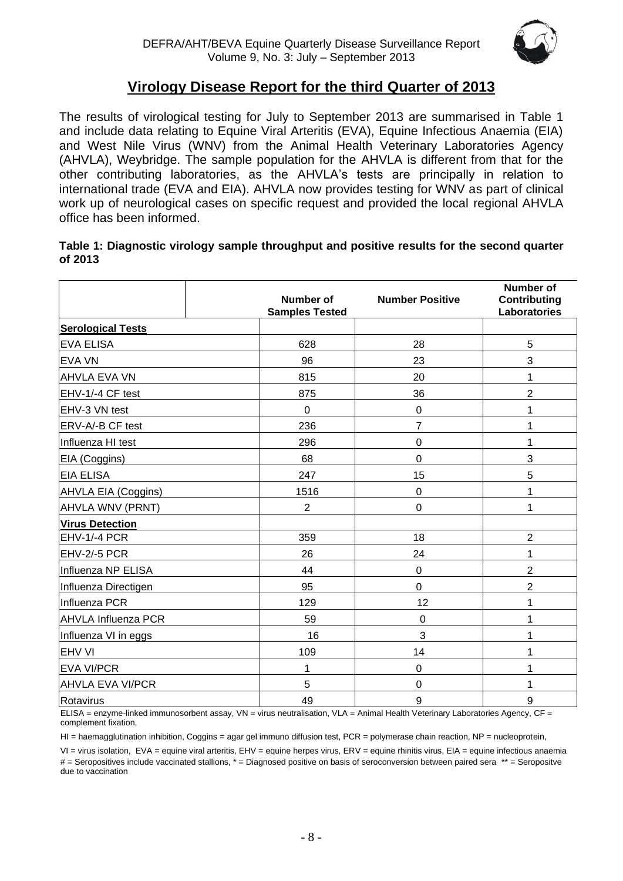## Virology Disease Report for the third Quarter of 2013

The results of virological testing for July to September 2013 are summarised in Table 1 and include data relating to Equine Viral Arteritis (EVA), Equine Infectious Anaemia (EIA) and West Nile Virus (WNV) from the Animal Health Veterinary Laboratories Agency (AHVLA), Weybridge. The sample population for the AHVLA is different from that for the other contributing laboratories, as the AHVLA's tests are principally in relation to international trade (EVA and EIA). AHVLA now provides testing for WNV as part of clinical work up of neurological cases on specific request and provided the local regional AHVLA office has been informed.

**Table 1: Diagnostic virology sample throughput and positive results for the second quarter of 2013**

| | Number of Samples Tested | Number Positive | Number of Contributing Laboratories |
|---|---|---|---|
| **Serological Tests** | | | |
| EVA ELISA | 628 | 28 | 5 |
| EVA VN | 96 | 23 | 3 |
| AHVLA EVA VN | 815 | 20 | 1 |
| EHV-1/-4 CF test | 875 | 36 | 2 |
| EHV-3 VN test | 0 | 0 | 1 |
| ERV-A/-B CF test | 236 | 7 | 1 |
| Influenza HI test | 296 | 0 | 1 |
| EIA (Coggins) | 68 | 0 | 3 |
| EIA ELISA | 247 | 15 | 5 |
| AHVLA EIA (Coggins) | 1516 | 0 | 1 |
| AHVLA WNV (PRNT) | 2 | 0 | 1 |
| **Virus Detection** | | | |
| EHV-1/-4 PCR | 359 | 18 | 2 |
| EHV-2/-5 PCR | 26 | 24 | 1 |
| Influenza NP ELISA | 44 | 0 | 2 |
| Influenza Directigen | 95 | 0 | 2 |
| Influenza PCR | 129 | 12 | 1 |
| AHVLA Influenza PCR | 59 | 0 | 1 |
| Influenza VI in eggs | 16 | 3 | 1 |
| EHV VI | 109 | 14 | 1 |
| EVA VI/PCR | 1 | 0 | 1 |
| AHVLA EVA VI/PCR | 5 | 0 | 1 |
| Rotavirus | 49 | 9 | 9 |

ELISA = enzyme-linked immunosorbent assay, VN = virus neutralisation, VLA = Animal Health Veterinary Laboratories Agency, CF = complement fixation,

HI = haemagglutination inhibition, Coggins = agar gel immuno diffusion test, PCR = polymerase chain reaction, NP = nucleoprotein,

VI = virus isolation, EVA = equine viral arteritis, EHV = equine herpes virus, ERV = equine rhinitis virus, EIA = equine infectious anaemia
# = Seropositives include vaccinated stallions, * = Diagnosed positive on basis of seroconversion between paired sera ** = Seropositve due to vaccination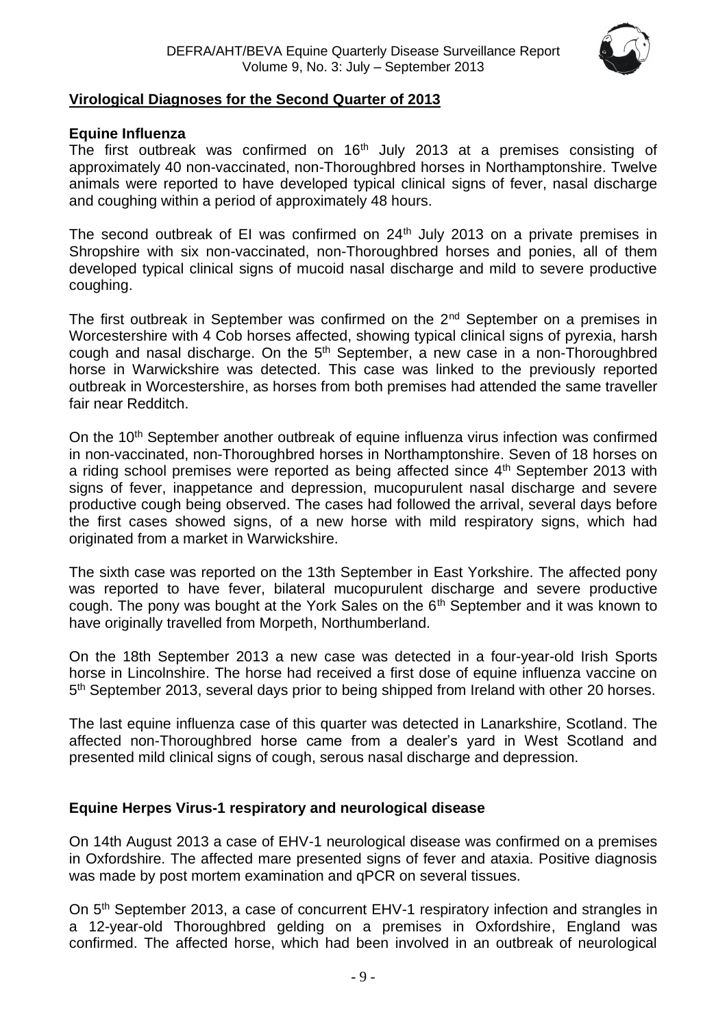## Virological Diagnoses for the Second Quarter of 2013

### Equine Influenza

The first outbreak was confirmed on 16th July 2013 at a premises consisting of approximately 40 non-vaccinated, non-Thoroughbred horses in Northamptonshire. Twelve animals were reported to have developed typical clinical signs of fever, nasal discharge and coughing within a period of approximately 48 hours.

The second outbreak of EI was confirmed on 24th July 2013 on a private premises in Shropshire with six non-vaccinated, non-Thoroughbred horses and ponies, all of them developed typical clinical signs of mucoid nasal discharge and mild to severe productive coughing.

The first outbreak in September was confirmed on the 2nd September on a premises in Worcestershire with 4 Cob horses affected, showing typical clinical signs of pyrexia, harsh cough and nasal discharge. On the 5th September, a new case in a non-Thoroughbred horse in Warwickshire was detected. This case was linked to the previously reported outbreak in Worcestershire, as horses from both premises had attended the same traveller fair near Redditch.

On the 10th September another outbreak of equine influenza virus infection was confirmed in non-vaccinated, non-Thoroughbred horses in Northamptonshire. Seven of 18 horses on a riding school premises were reported as being affected since 4th September 2013 with signs of fever, inappetance and depression, mucopurulent nasal discharge and severe productive cough being observed. The cases had followed the arrival, several days before the first cases showed signs, of a new horse with mild respiratory signs, which had originated from a market in Warwickshire.

The sixth case was reported on the 13th September in East Yorkshire. The affected pony was reported to have fever, bilateral mucopurulent discharge and severe productive cough. The pony was bought at the York Sales on the 6th September and it was known to have originally travelled from Morpeth, Northumberland.

On the 18th September 2013 a new case was detected in a four-year-old Irish Sports horse in Lincolnshire. The horse had received a first dose of equine influenza vaccine on 5th September 2013, several days prior to being shipped from Ireland with other 20 horses.

The last equine influenza case of this quarter was detected in Lanarkshire, Scotland. The affected non-Thoroughbred horse came from a dealer's yard in West Scotland and presented mild clinical signs of cough, serous nasal discharge and depression.

### Equine Herpes Virus-1 respiratory and neurological disease

On 14th August 2013 a case of EHV-1 neurological disease was confirmed on a premises in Oxfordshire. The affected mare presented signs of fever and ataxia. Positive diagnosis was made by post mortem examination and qPCR on several tissues.

On 5th September 2013, a case of concurrent EHV-1 respiratory infection and strangles in a 12-year-old Thoroughbred gelding on a premises in Oxfordshire, England was confirmed. The affected horse, which had been involved in an outbreak of neurological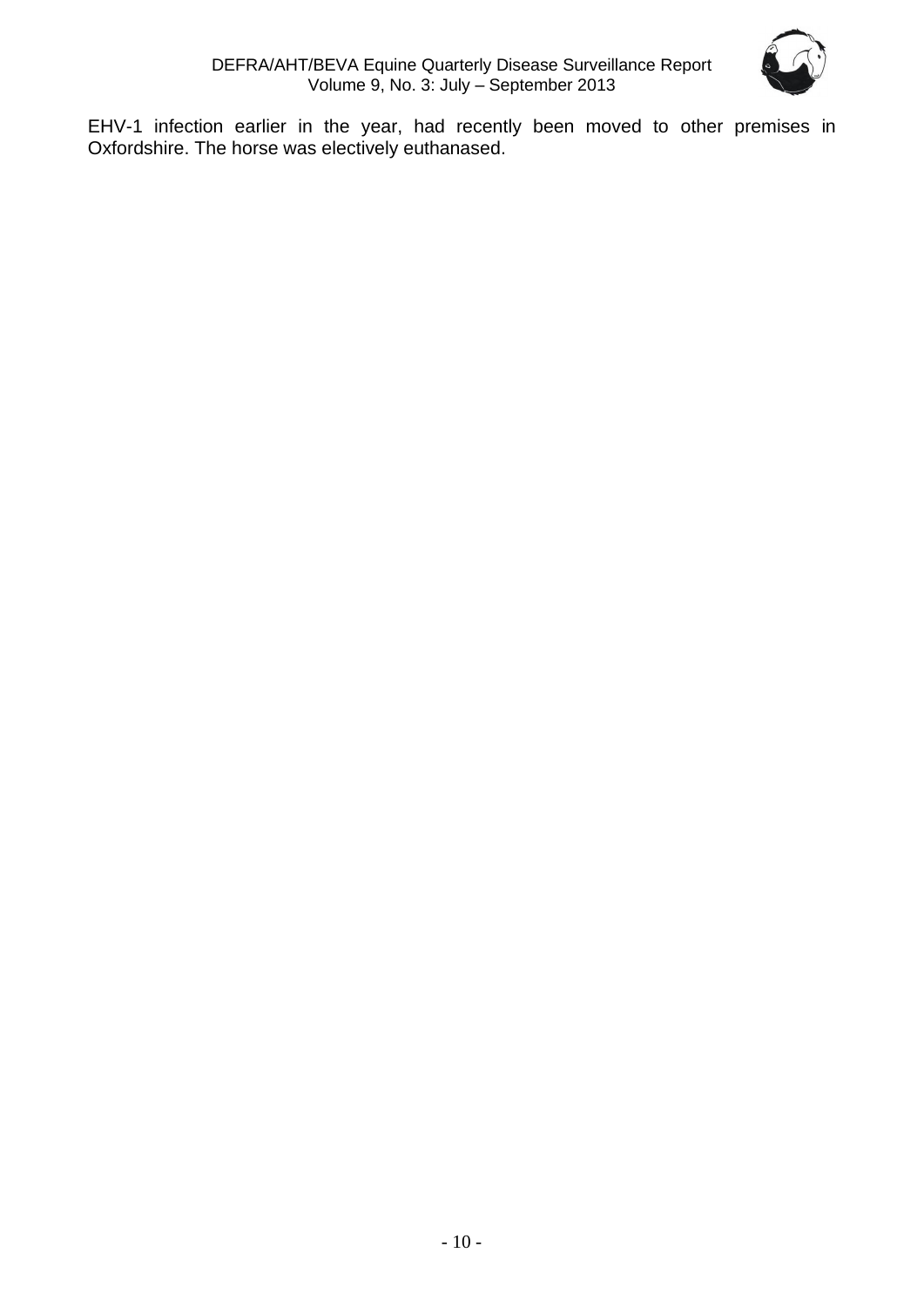EHV-1 infection earlier in the year, had recently been moved to other premises in Oxfordshire. The horse was electively euthanased.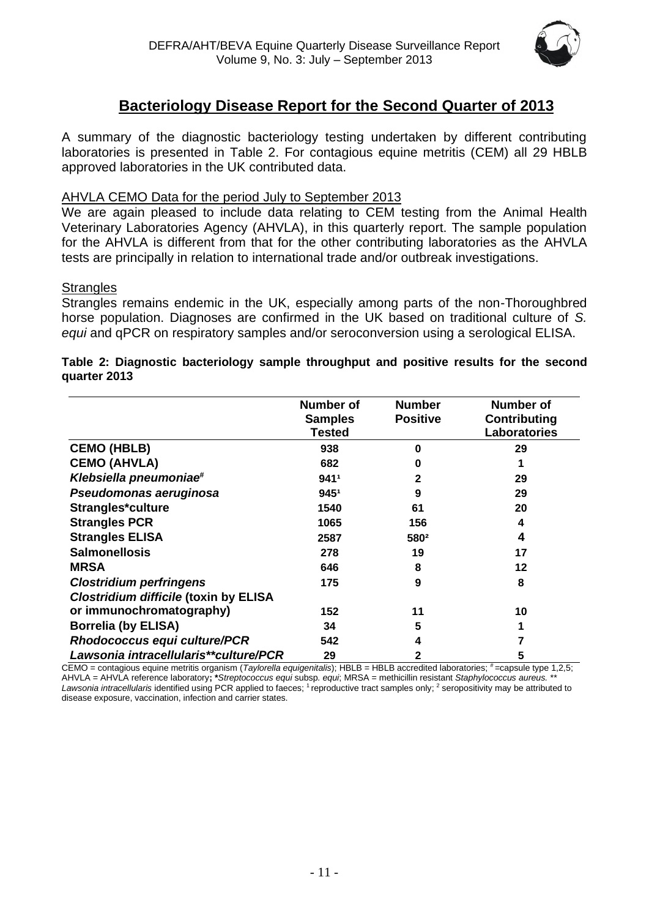## Bacteriology Disease Report for the Second Quarter of 2013

A summary of the diagnostic bacteriology testing undertaken by different contributing laboratories is presented in Table 2. For contagious equine metritis (CEM) all 29 HBLB approved laboratories in the UK contributed data.

### AHVLA CEMO Data for the period July to September 2013

We are again pleased to include data relating to CEM testing from the Animal Health Veterinary Laboratories Agency (AHVLA), in this quarterly report. The sample population for the AHVLA is different from that for the other contributing laboratories as the AHVLA tests are principally in relation to international trade and/or outbreak investigations.

### Strangles

Strangles remains endemic in the UK, especially among parts of the non-Thoroughbred horse population. Diagnoses are confirmed in the UK based on traditional culture of *S. equi* and qPCR on respiratory samples and/or seroconversion using a serological ELISA.

**Table 2: Diagnostic bacteriology sample throughput and positive results for the second quarter 2013**

| | Number of Samples Tested | Number Positive | Number of Contributing Laboratories |
|---|---|---|---|
| **CEMO (HBLB)** | 938 | 0 | 29 |
| **CEMO (AHVLA)** | 682 | 0 | 1 |
| ***Klebsiella pneumoniae*#** | 941[1] | 2 | 29 |
| ***Pseudomonas aeruginosa*** | 945[1] | 9 | 29 |
| **Strangles*culture** | 1540 | 61 | 20 |
| **Strangles PCR** | 1065 | 156 | 4 |
| **Strangles ELISA** | 2587 | 580[2] | 4 |
| **Salmonellosis** | 278 | 19 | 17 |
| **MRSA** | 646 | 8 | 12 |
| ***Clostridium perfringens*** | 175 | 9 | 8 |
| ***Clostridium difficile* (toxin by ELISA or immunochromatography)** | 152 | 11 | 10 |
| **Borrelia (by ELISA)** | 34 | 5 | 1 |
| ***Rhodococcus equi* culture/PCR** | 542 | 4 | 7 |
| ***Lawsonia intracellularis*\*\*culture/PCR** | 29 | 2 | 5 |

CEMO = contagious equine metritis organism (*Taylorella equigenitalis*); HBLB = HBLB accredited laboratories; # =capsule type 1,2,5; AHVLA = AHVLA reference laboratory; \**Streptococcus equi* subsp. *equi*; MRSA = methicillin resistant *Staphylococcus aureus.* \*\* *Lawsonia intracellularis* identified using PCR applied to faeces; [1] reproductive tract samples only; [2] seropositivity may be attributed to disease exposure, vaccination, infection and carrier states.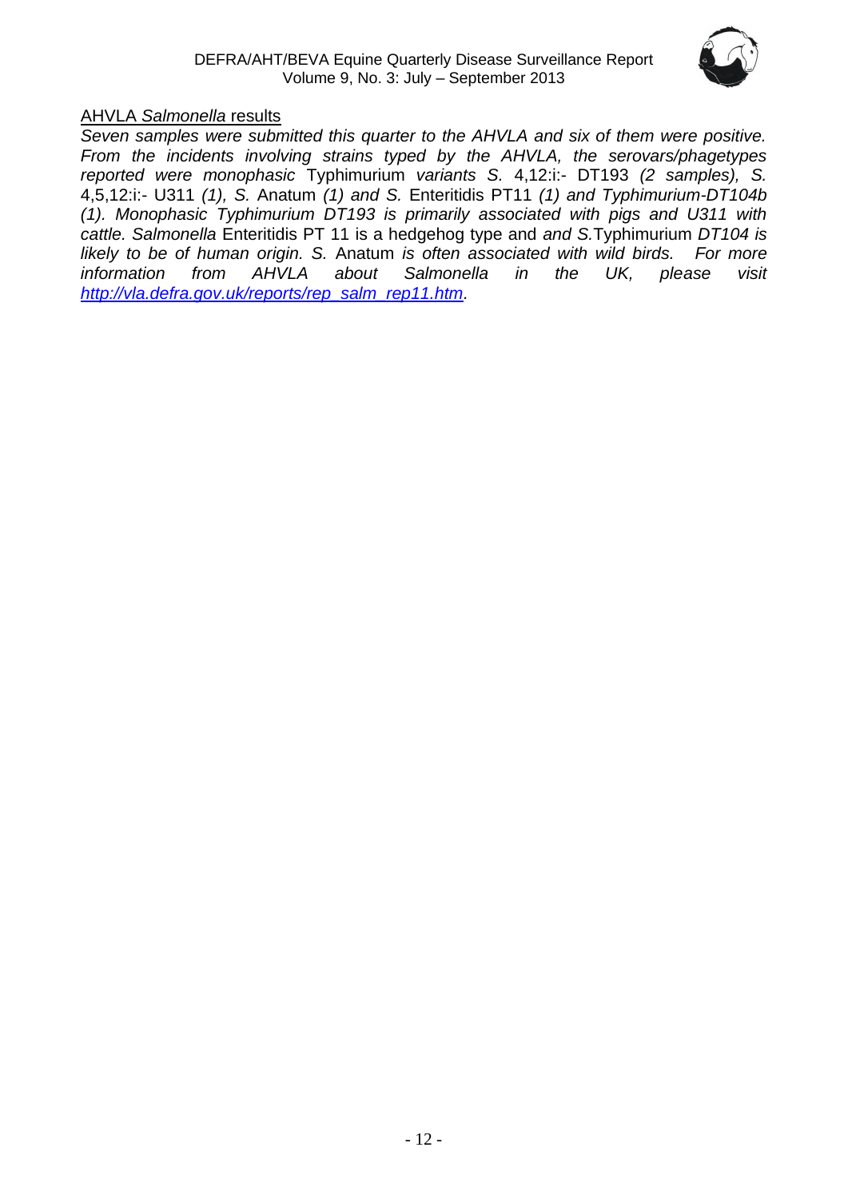## AHVLA *Salmonella* results

*Seven samples were submitted this quarter to the AHVLA and six of them were positive. From the incidents involving strains typed by the AHVLA, the serovars/phagetypes reported were monophasic* Typhimurium *variants S.* 4,12:i:- DT193 *(2 samples), S.* 4,5,12:i:- U311 *(1), S.* Anatum *(1) and S.* Enteritidis PT11 *(1) and Typhimurium-DT104b (1). Monophasic Typhimurium DT193 is primarily associated with pigs and U311 with cattle. Salmonella* Enteritidis PT 11 is a hedgehog type and *and S.*Typhimurium *DT104 is likely to be of human origin. S.* Anatum *is often associated with wild birds. For more information from AHVLA about Salmonella in the UK, please visit [http://vla.defra.gov.uk/reports/rep_salm_rep11.htm](http://vla.defra.gov.uk/reports/rep_salm_rep11.htm).*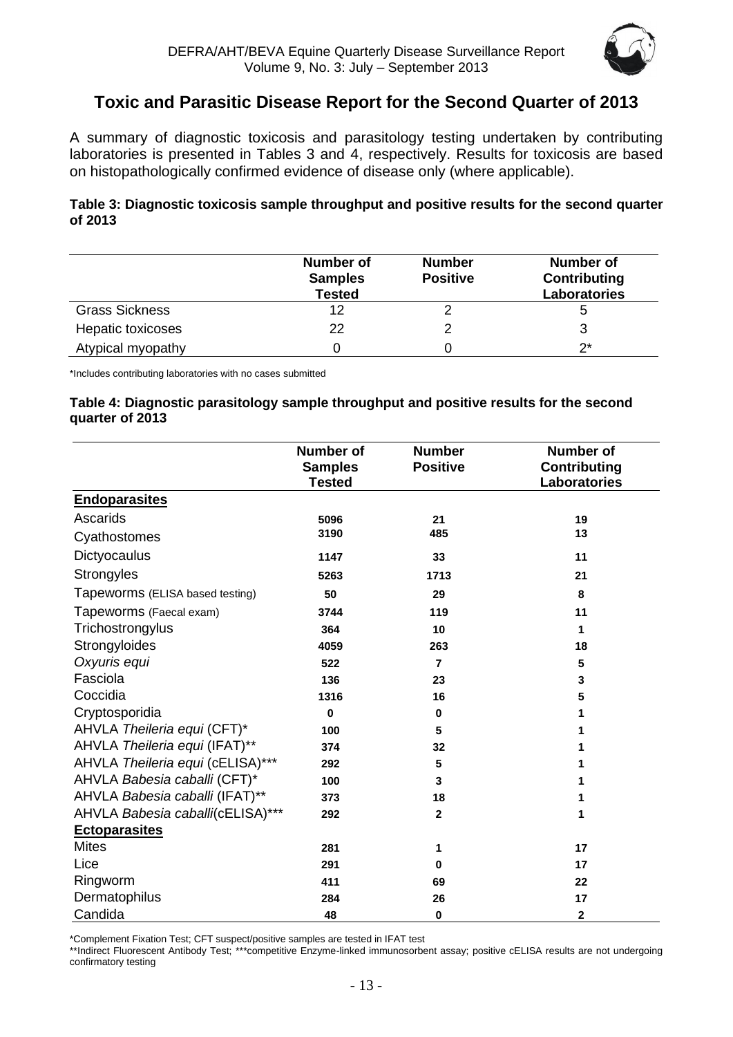## Toxic and Parasitic Disease Report for the Second Quarter of 2013

A summary of diagnostic toxicosis and parasitology testing undertaken by contributing laboratories is presented in Tables 3 and 4, respectively. Results for toxicosis are based on histopathologically confirmed evidence of disease only (where applicable).

**Table 3: Diagnostic toxicosis sample throughput and positive results for the second quarter of 2013**

| | Number of Samples Tested | Number Positive | Number of Contributing Laboratories |
|---|---|---|---|
| Grass Sickness | 12 | 2 | 5 |
| Hepatic toxicoses | 22 | 2 | 3 |
| Atypical myopathy | 0 | 0 | 2* |

*Includes contributing laboratories with no cases submitted

**Table 4: Diagnostic parasitology sample throughput and positive results for the second quarter of 2013**

| | Number of Samples Tested | Number Positive | Number of Contributing Laboratories |
|---|---|---|---|
| **Endoparasites** | | | |
| Ascarids | 5096 | 21 | 19 |
| Cyathostomes | 3190 | 485 | 13 |
| Dictyocaulus | 1147 | 33 | 11 |
| Strongyles | 5263 | 1713 | 21 |
| Tapeworms (ELISA based testing) | 50 | 29 | 8 |
| Tapeworms (Faecal exam) | 3744 | 119 | 11 |
| Trichostrongylus | 364 | 10 | 1 |
| Strongyloides | 4059 | 263 | 18 |
| *Oxyuris equi* | 522 | 7 | 5 |
| Fasciola | 136 | 23 | 3 |
| Coccidia | 1316 | 16 | 5 |
| Cryptosporidia | 0 | 0 | 1 |
| AHVLA *Theileria equi* (CFT)* | 100 | 5 | 1 |
| AHVLA *Theileria equi* (IFAT)** | 374 | 32 | 1 |
| AHVLA *Theileria equi* (cELISA)*** | 292 | 5 | 1 |
| AHVLA *Babesia caballi* (CFT)* | 100 | 3 | 1 |
| AHVLA *Babesia caballi* (IFAT)** | 373 | 18 | 1 |
| AHVLA *Babesia caballi*(cELISA)*** | 292 | 2 | 1 |
| **Ectoparasites** | | | |
| Mites | 281 | 1 | 17 |
| Lice | 291 | 0 | 17 |
| Ringworm | 411 | 69 | 22 |
| Dermatophilus | 284 | 26 | 17 |
| Candida | 48 | 0 | 2 |

*Complement Fixation Test; CFT suspect/positive samples are tested in IFAT test

**Indirect Fluorescent Antibody Test; ***competitive Enzyme-linked immunosorbent assay; positive cELISA results are not undergoing confirmatory testing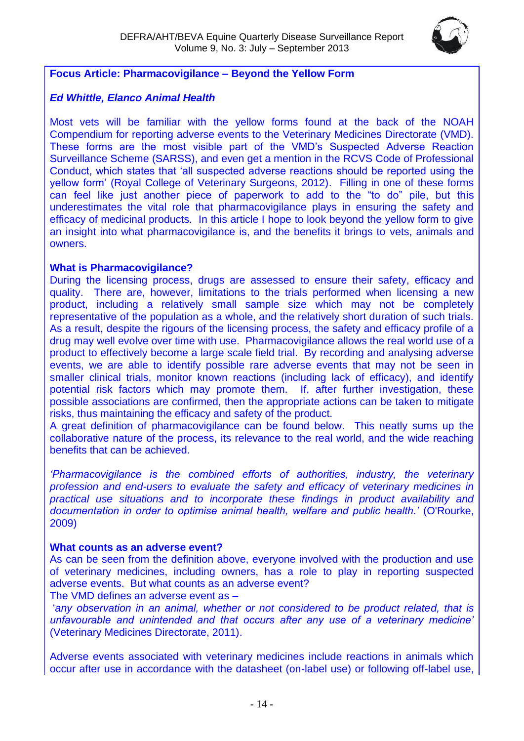## Focus Article: Pharmacovigilance – Beyond the Yellow Form

***Ed Whittle, Elanco Animal Health***

Most vets will be familiar with the yellow forms found at the back of the NOAH Compendium for reporting adverse events to the Veterinary Medicines Directorate (VMD). These forms are the most visible part of the VMD's Suspected Adverse Reaction Surveillance Scheme (SARSS), and even get a mention in the RCVS Code of Professional Conduct, which states that 'all suspected adverse reactions should be reported using the yellow form' (Royal College of Veterinary Surgeons, 2012). Filling in one of these forms can feel like just another piece of paperwork to add to the "to do" pile, but this underestimates the vital role that pharmacovigilance plays in ensuring the safety and efficacy of medicinal products. In this article I hope to look beyond the yellow form to give an insight into what pharmacovigilance is, and the benefits it brings to vets, animals and owners.

### What is Pharmacovigilance?

During the licensing process, drugs are assessed to ensure their safety, efficacy and quality. There are, however, limitations to the trials performed when licensing a new product, including a relatively small sample size which may not be completely representative of the population as a whole, and the relatively short duration of such trials. As a result, despite the rigours of the licensing process, the safety and efficacy profile of a drug may well evolve over time with use. Pharmacovigilance allows the real world use of a product to effectively become a large scale field trial. By recording and analysing adverse events, we are able to identify possible rare adverse events that may not be seen in smaller clinical trials, monitor known reactions (including lack of efficacy), and identify potential risk factors which may promote them. If, after further investigation, these possible associations are confirmed, then the appropriate actions can be taken to mitigate risks, thus maintaining the efficacy and safety of the product.

A great definition of pharmacovigilance can be found below. This neatly sums up the collaborative nature of the process, its relevance to the real world, and the wide reaching benefits that can be achieved.

*'Pharmacovigilance is the combined efforts of authorities, industry, the veterinary profession and end-users to evaluate the safety and efficacy of veterinary medicines in practical use situations and to incorporate these findings in product availability and documentation in order to optimise animal health, welfare and public health.'* (O'Rourke, 2009)

### What counts as an adverse event?

As can be seen from the definition above, everyone involved with the production and use of veterinary medicines, including owners, has a role to play in reporting suspected adverse events. But what counts as an adverse event?

The VMD defines an adverse event as –

'*any observation in an animal, whether or not considered to be product related, that is unfavourable and unintended and that occurs after any use of a veterinary medicine'* (Veterinary Medicines Directorate, 2011).

Adverse events associated with veterinary medicines include reactions in animals which occur after use in accordance with the datasheet (on-label use) or following off-label use,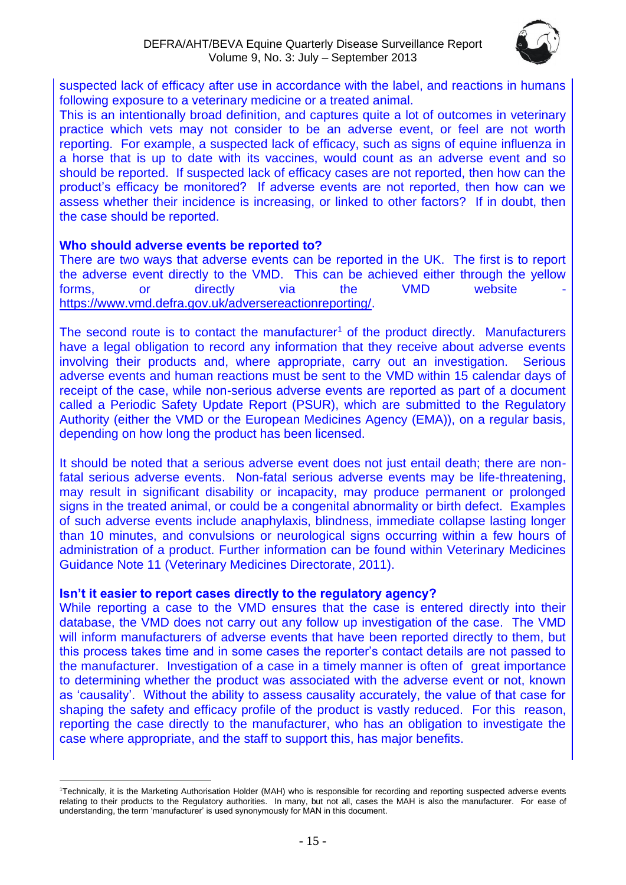suspected lack of efficacy after use in accordance with the label, and reactions in humans following exposure to a veterinary medicine or a treated animal.

This is an intentionally broad definition, and captures quite a lot of outcomes in veterinary practice which vets may not consider to be an adverse event, or feel are not worth reporting. For example, a suspected lack of efficacy, such as signs of equine influenza in a horse that is up to date with its vaccines, would count as an adverse event and so should be reported. If suspected lack of efficacy cases are not reported, then how can the product's efficacy be monitored? If adverse events are not reported, then how can we assess whether their incidence is increasing, or linked to other factors? If in doubt, then the case should be reported.

**Who should adverse events be reported to?**

There are two ways that adverse events can be reported in the UK. The first is to report the adverse event directly to the VMD. This can be achieved either through the yellow forms, or directly via the VMD website - https://www.vmd.defra.gov.uk/adversereactionreporting/.

The second route is to contact the manufacturer[1] of the product directly. Manufacturers have a legal obligation to record any information that they receive about adverse events involving their products and, where appropriate, carry out an investigation. Serious adverse events and human reactions must be sent to the VMD within 15 calendar days of receipt of the case, while non-serious adverse events are reported as part of a document called a Periodic Safety Update Report (PSUR), which are submitted to the Regulatory Authority (either the VMD or the European Medicines Agency (EMA)), on a regular basis, depending on how long the product has been licensed.

It should be noted that a serious adverse event does not just entail death; there are non-fatal serious adverse events. Non-fatal serious adverse events may be life-threatening, may result in significant disability or incapacity, may produce permanent or prolonged signs in the treated animal, or could be a congenital abnormality or birth defect. Examples of such adverse events include anaphylaxis, blindness, immediate collapse lasting longer than 10 minutes, and convulsions or neurological signs occurring within a few hours of administration of a product. Further information can be found within Veterinary Medicines Guidance Note 11 (Veterinary Medicines Directorate, 2011).

**Isn't it easier to report cases directly to the regulatory agency?**

While reporting a case to the VMD ensures that the case is entered directly into their database, the VMD does not carry out any follow up investigation of the case. The VMD will inform manufacturers of adverse events that have been reported directly to them, but this process takes time and in some cases the reporter's contact details are not passed to the manufacturer. Investigation of a case in a timely manner is often of great importance to determining whether the product was associated with the adverse event or not, known as 'causality'. Without the ability to assess causality accurately, the value of that case for shaping the safety and efficacy profile of the product is vastly reduced. For this reason, reporting the case directly to the manufacturer, who has an obligation to investigate the case where appropriate, and the staff to support this, has major benefits.

---

[1] Technically, it is the Marketing Authorisation Holder (MAH) who is responsible for recording and reporting suspected adverse events relating to their products to the Regulatory authorities. In many, but not all, cases the MAH is also the manufacturer. For ease of understanding, the term 'manufacturer' is used synonymously for MAN in this document.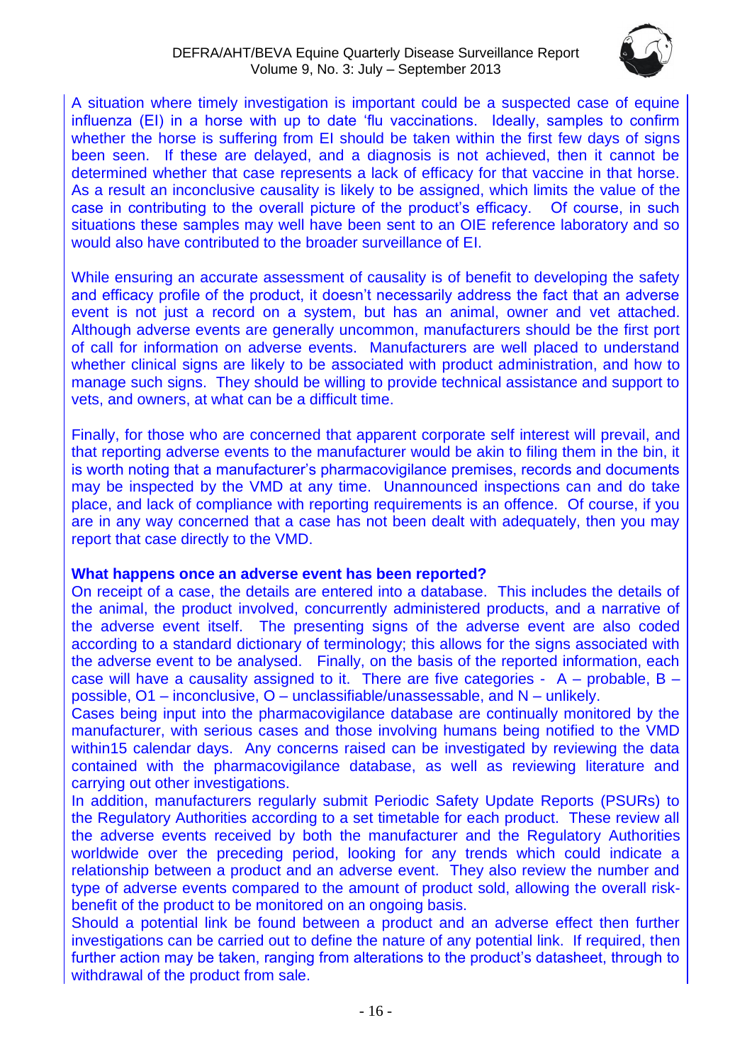A situation where timely investigation is important could be a suspected case of equine influenza (EI) in a horse with up to date 'flu vaccinations. Ideally, samples to confirm whether the horse is suffering from EI should be taken within the first few days of signs been seen. If these are delayed, and a diagnosis is not achieved, then it cannot be determined whether that case represents a lack of efficacy for that vaccine in that horse. As a result an inconclusive causality is likely to be assigned, which limits the value of the case in contributing to the overall picture of the product's efficacy. Of course, in such situations these samples may well have been sent to an OIE reference laboratory and so would also have contributed to the broader surveillance of EI.

While ensuring an accurate assessment of causality is of benefit to developing the safety and efficacy profile of the product, it doesn't necessarily address the fact that an adverse event is not just a record on a system, but has an animal, owner and vet attached. Although adverse events are generally uncommon, manufacturers should be the first port of call for information on adverse events. Manufacturers are well placed to understand whether clinical signs are likely to be associated with product administration, and how to manage such signs. They should be willing to provide technical assistance and support to vets, and owners, at what can be a difficult time.

Finally, for those who are concerned that apparent corporate self interest will prevail, and that reporting adverse events to the manufacturer would be akin to filing them in the bin, it is worth noting that a manufacturer's pharmacovigilance premises, records and documents may be inspected by the VMD at any time. Unannounced inspections can and do take place, and lack of compliance with reporting requirements is an offence. Of course, if you are in any way concerned that a case has not been dealt with adequately, then you may report that case directly to the VMD.

**What happens once an adverse event has been reported?**

On receipt of a case, the details are entered into a database. This includes the details of the animal, the product involved, concurrently administered products, and a narrative of the adverse event itself. The presenting signs of the adverse event are also coded according to a standard dictionary of terminology; this allows for the signs associated with the adverse event to be analysed. Finally, on the basis of the reported information, each case will have a causality assigned to it. There are five categories - A – probable, B – possible, O1 – inconclusive, O – unclassifiable/unassessable, and N – unlikely.

Cases being input into the pharmacovigilance database are continually monitored by the manufacturer, with serious cases and those involving humans being notified to the VMD within15 calendar days. Any concerns raised can be investigated by reviewing the data contained with the pharmacovigilance database, as well as reviewing literature and carrying out other investigations.

In addition, manufacturers regularly submit Periodic Safety Update Reports (PSURs) to the Regulatory Authorities according to a set timetable for each product. These review all the adverse events received by both the manufacturer and the Regulatory Authorities worldwide over the preceding period, looking for any trends which could indicate a relationship between a product and an adverse event. They also review the number and type of adverse events compared to the amount of product sold, allowing the overall risk-benefit of the product to be monitored on an ongoing basis.

Should a potential link be found between a product and an adverse effect then further investigations can be carried out to define the nature of any potential link. If required, then further action may be taken, ranging from alterations to the product's datasheet, through to withdrawal of the product from sale.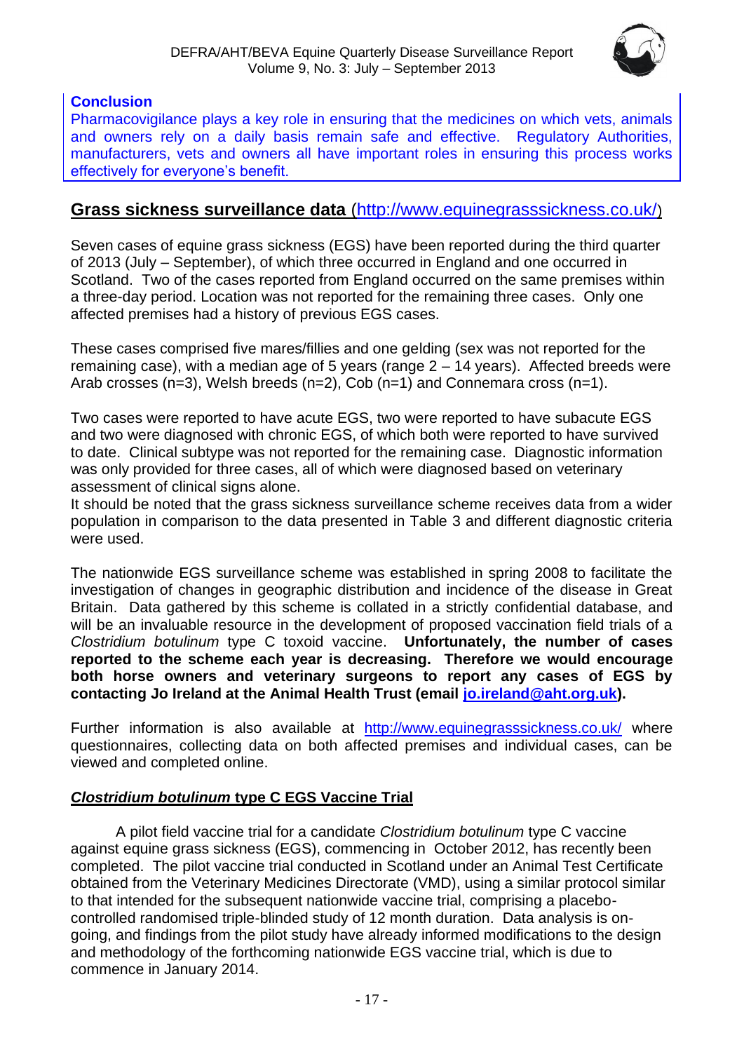**Conclusion**

Pharmacovigilance plays a key role in ensuring that the medicines on which vets, animals and owners rely on a daily basis remain safe and effective. Regulatory Authorities, manufacturers, vets and owners all have important roles in ensuring this process works effectively for everyone's benefit.

## Grass sickness surveillance data (http://www.equinegrasssickness.co.uk/)

Seven cases of equine grass sickness (EGS) have been reported during the third quarter of 2013 (July – September), of which three occurred in England and one occurred in Scotland. Two of the cases reported from England occurred on the same premises within a three-day period. Location was not reported for the remaining three cases. Only one affected premises had a history of previous EGS cases.

These cases comprised five mares/fillies and one gelding (sex was not reported for the remaining case), with a median age of 5 years (range 2 – 14 years). Affected breeds were Arab crosses (n=3), Welsh breeds (n=2), Cob (n=1) and Connemara cross (n=1).

Two cases were reported to have acute EGS, two were reported to have subacute EGS and two were diagnosed with chronic EGS, of which both were reported to have survived to date. Clinical subtype was not reported for the remaining case. Diagnostic information was only provided for three cases, all of which were diagnosed based on veterinary assessment of clinical signs alone.
It should be noted that the grass sickness surveillance scheme receives data from a wider population in comparison to the data presented in Table 3 and different diagnostic criteria were used.

The nationwide EGS surveillance scheme was established in spring 2008 to facilitate the investigation of changes in geographic distribution and incidence of the disease in Great Britain. Data gathered by this scheme is collated in a strictly confidential database, and will be an invaluable resource in the development of proposed vaccination field trials of a *Clostridium botulinum* type C toxoid vaccine. **Unfortunately, the number of cases reported to the scheme each year is decreasing. Therefore we would encourage both horse owners and veterinary surgeons to report any cases of EGS by contacting Jo Ireland at the Animal Health Trust (email jo.ireland@aht.org.uk).**

Further information is also available at http://www.equinegrasssickness.co.uk/ where questionnaires, collecting data on both affected premises and individual cases, can be viewed and completed online.

### *Clostridium botulinum* type C EGS Vaccine Trial

A pilot field vaccine trial for a candidate *Clostridium botulinum* type C vaccine against equine grass sickness (EGS), commencing in October 2012, has recently been completed. The pilot vaccine trial conducted in Scotland under an Animal Test Certificate obtained from the Veterinary Medicines Directorate (VMD), using a similar protocol similar to that intended for the subsequent nationwide vaccine trial, comprising a placebo-controlled randomised triple-blinded study of 12 month duration. Data analysis is on-going, and findings from the pilot study have already informed modifications to the design and methodology of the forthcoming nationwide EGS vaccine trial, which is due to commence in January 2014.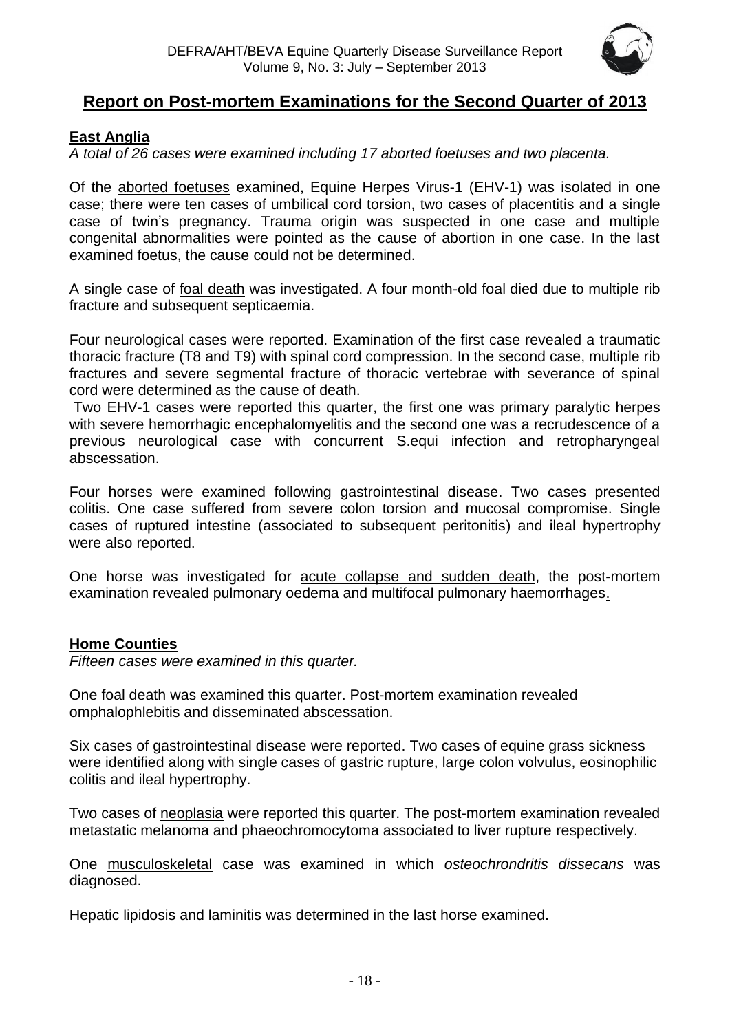## Report on Post-mortem Examinations for the Second Quarter of 2013

### East Anglia

*A total of 26 cases were examined including 17 aborted foetuses and two placenta.*

Of the aborted foetuses examined, Equine Herpes Virus-1 (EHV-1) was isolated in one case; there were ten cases of umbilical cord torsion, two cases of placentitis and a single case of twin's pregnancy. Trauma origin was suspected in one case and multiple congenital abnormalities were pointed as the cause of abortion in one case. In the last examined foetus, the cause could not be determined.

A single case of foal death was investigated. A four month-old foal died due to multiple rib fracture and subsequent septicaemia.

Four neurological cases were reported. Examination of the first case revealed a traumatic thoracic fracture (T8 and T9) with spinal cord compression. In the second case, multiple rib fractures and severe segmental fracture of thoracic vertebrae with severance of spinal cord were determined as the cause of death.

Two EHV-1 cases were reported this quarter, the first one was primary paralytic herpes with severe hemorrhagic encephalomyelitis and the second one was a recrudescence of a previous neurological case with concurrent S.equi infection and retropharyngeal abscessation.

Four horses were examined following gastrointestinal disease. Two cases presented colitis. One case suffered from severe colon torsion and mucosal compromise. Single cases of ruptured intestine (associated to subsequent peritonitis) and ileal hypertrophy were also reported.

One horse was investigated for acute collapse and sudden death, the post-mortem examination revealed pulmonary oedema and multifocal pulmonary haemorrhages.

### Home Counties

*Fifteen cases were examined in this quarter.*

One foal death was examined this quarter. Post-mortem examination revealed omphalophlebitis and disseminated abscessation.

Six cases of gastrointestinal disease were reported. Two cases of equine grass sickness were identified along with single cases of gastric rupture, large colon volvulus, eosinophilic colitis and ileal hypertrophy.

Two cases of neoplasia were reported this quarter. The post-mortem examination revealed metastatic melanoma and phaeochromocytoma associated to liver rupture respectively.

One musculoskeletal case was examined in which *osteochrondritis dissecans* was diagnosed.

Hepatic lipidosis and laminitis was determined in the last horse examined.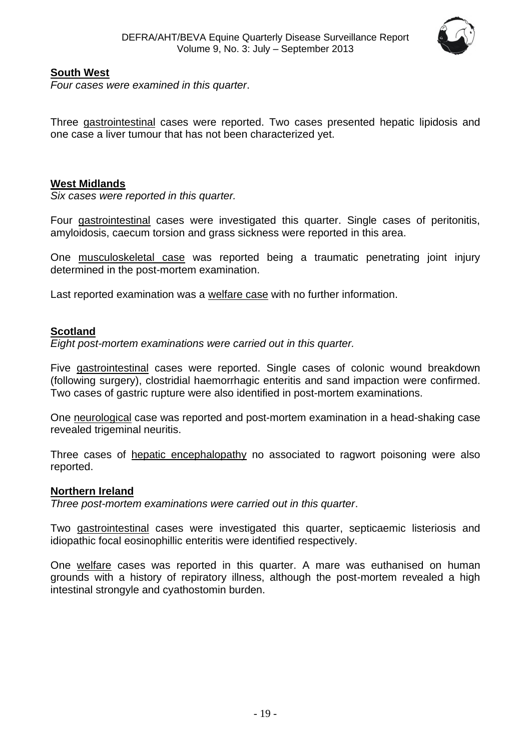**South West**

*Four cases were examined in this quarter*.

Three gastrointestinal cases were reported. Two cases presented hepatic lipidosis and one case a liver tumour that has not been characterized yet.

**West Midlands**

*Six cases were reported in this quarter.*

Four gastrointestinal cases were investigated this quarter. Single cases of peritonitis, amyloidosis, caecum torsion and grass sickness were reported in this area.

One musculoskeletal case was reported being a traumatic penetrating joint injury determined in the post-mortem examination.

Last reported examination was a welfare case with no further information.

**Scotland**

*Eight post-mortem examinations were carried out in this quarter.*

Five gastrointestinal cases were reported. Single cases of colonic wound breakdown (following surgery), clostridial haemorrhagic enteritis and sand impaction were confirmed. Two cases of gastric rupture were also identified in post-mortem examinations.

One neurological case was reported and post-mortem examination in a head-shaking case revealed trigeminal neuritis.

Three cases of hepatic encephalopathy no associated to ragwort poisoning were also reported.

**Northern Ireland**

*Three post-mortem examinations were carried out in this quarter*.

Two gastrointestinal cases were investigated this quarter, septicaemic listeriosis and idiopathic focal eosinophillic enteritis were identified respectively.

One welfare cases was reported in this quarter. A mare was euthanised on human grounds with a history of repiratory illness, although the post-mortem revealed a high intestinal strongyle and cyathostomin burden.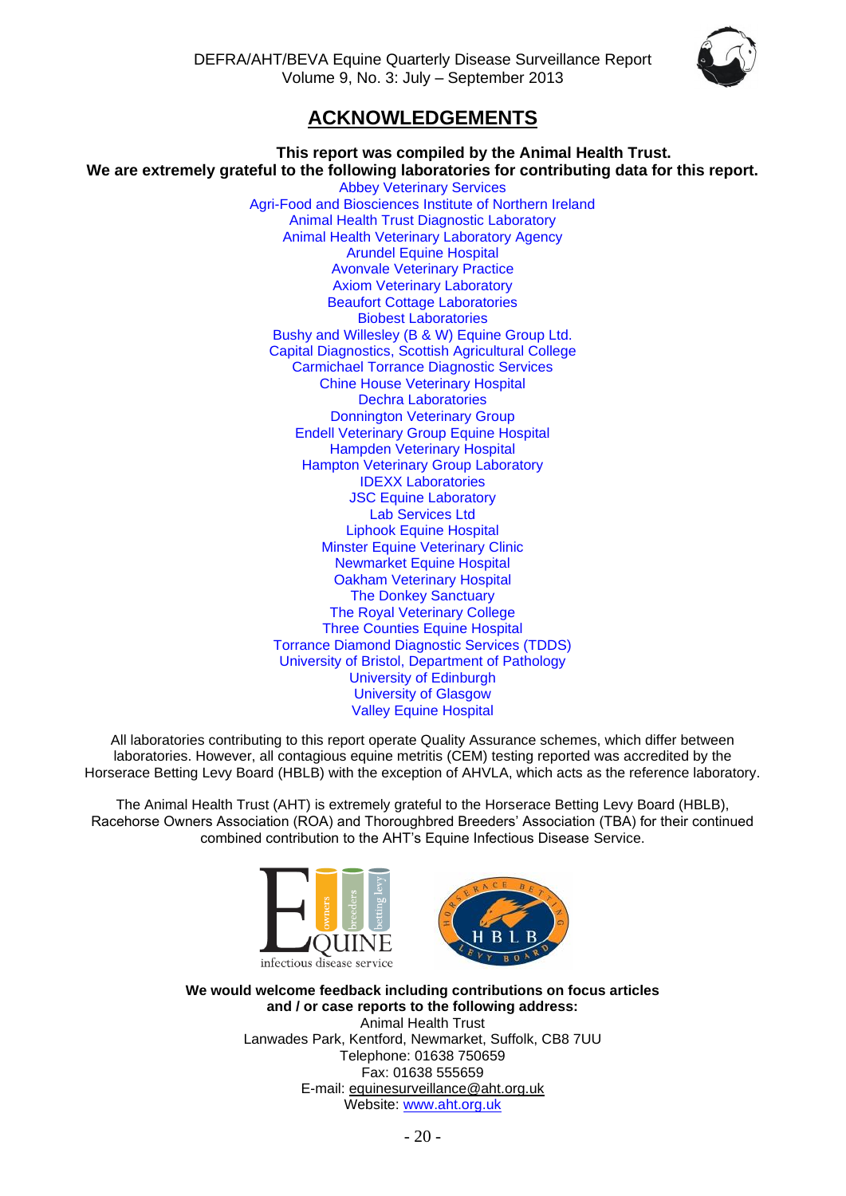## ACKNOWLEDGEMENTS

**This report was compiled by the Animal Health Trust.**
**We are extremely grateful to the following laboratories for contributing data for this report.**

Abbey Veterinary Services
Agri-Food and Biosciences Institute of Northern Ireland
Animal Health Trust Diagnostic Laboratory
Animal Health Veterinary Laboratory Agency
Arundel Equine Hospital
Avonvale Veterinary Practice
Axiom Veterinary Laboratory
Beaufort Cottage Laboratories
Biobest Laboratories
Bushy and Willesley (B & W) Equine Group Ltd.
Capital Diagnostics, Scottish Agricultural College
Carmichael Torrance Diagnostic Services
Chine House Veterinary Hospital
Dechra Laboratories
Donnington Veterinary Group
Endell Veterinary Group Equine Hospital
Hampden Veterinary Hospital
Hampton Veterinary Group Laboratory
IDEXX Laboratories
JSC Equine Laboratory
Lab Services Ltd
Liphook Equine Hospital
Minster Equine Veterinary Clinic
Newmarket Equine Hospital
Oakham Veterinary Hospital
The Donkey Sanctuary
The Royal Veterinary College
Three Counties Equine Hospital
Torrance Diamond Diagnostic Services (TDDS)
University of Bristol, Department of Pathology
University of Edinburgh
University of Glasgow
Valley Equine Hospital

All laboratories contributing to this report operate Quality Assurance schemes, which differ between laboratories. However, all contagious equine metritis (CEM) testing reported was accredited by the Horserace Betting Levy Board (HBLB) with the exception of AHVLA, which acts as the reference laboratory.

The Animal Health Trust (AHT) is extremely grateful to the Horserace Betting Levy Board (HBLB), Racehorse Owners Association (ROA) and Thoroughbred Breeders' Association (TBA) for their continued combined contribution to the AHT's Equine Infectious Disease Service.

**We would welcome feedback including contributions on focus articles and / or case reports to the following address:**
Animal Health Trust
Lanwades Park, Kentford, Newmarket, Suffolk, CB8 7UU
Telephone: 01638 750659
Fax: 01638 555659
E-mail: equinesurveillance@aht.org.uk
Website: www.aht.org.uk